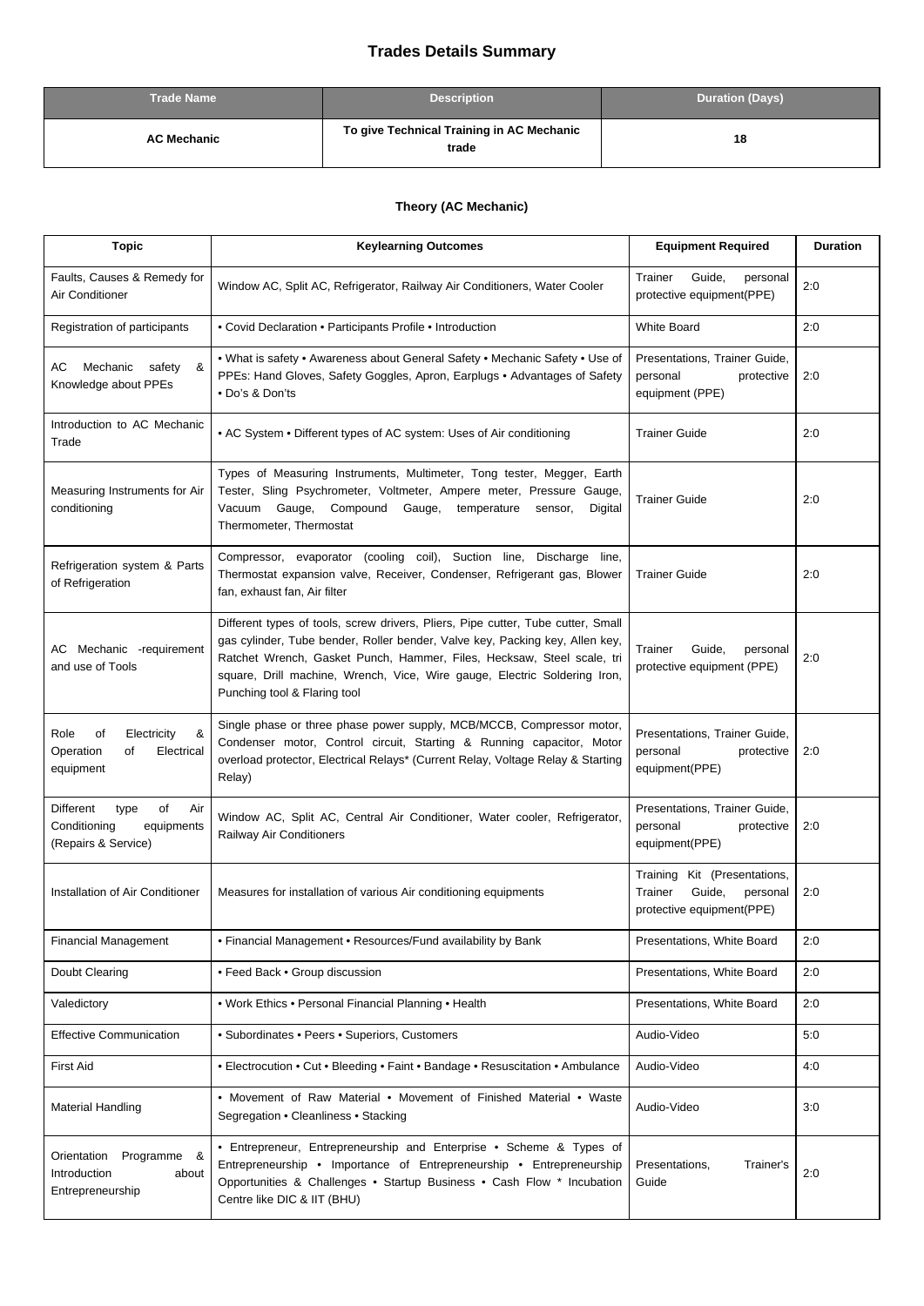# Trades Details Summary

| Trade Name | Description | Duration (Days) |
|---|---|---|
| AC Mechanic | To give Technical Training in AC Mechanic trade | 18 |

### Theory (AC Mechanic)

| Topic | Keylearning Outcomes | Equipment Required | Duration |
|---|---|---|---|
| Faults, Causes & Remedy for Air Conditioner | Window AC, Split AC, Refrigerator, Railway Air Conditioners, Water Cooler | Trainer Guide, personal protective equipment(PPE) | 2:0 |
| Registration of participants | • Covid Declaration • Participants Profile • Introduction | White Board | 2:0 |
| AC Mechanic safety & Knowledge about PPEs | • What is safety • Awareness about General Safety • Mechanic Safety • Use of PPEs: Hand Gloves, Safety Goggles, Apron, Earplugs • Advantages of Safety • Do's & Don'ts | Presentations, Trainer Guide, personal protective equipment (PPE) | 2:0 |
| Introduction to AC Mechanic Trade | • AC System • Different types of AC system: Uses of Air conditioning | Trainer Guide | 2:0 |
| Measuring Instruments for Air conditioning | Types of Measuring Instruments, Multimeter, Tong tester, Megger, Earth Tester, Sling Psychrometer, Voltmeter, Ampere meter, Pressure Gauge, Vacuum Gauge, Compound Gauge, temperature sensor, Digital Thermometer, Thermostat | Trainer Guide | 2:0 |
| Refrigeration system & Parts of Refrigeration | Compressor, evaporator (cooling coil), Suction line, Discharge line, Thermostat expansion valve, Receiver, Condenser, Refrigerant gas, Blower fan, exhaust fan, Air filter | Trainer Guide | 2:0 |
| AC Mechanic -requirement and use of Tools | Different types of tools, screw drivers, Pliers, Pipe cutter, Tube cutter, Small gas cylinder, Tube bender, Roller bender, Valve key, Packing key, Allen key, Ratchet Wrench, Gasket Punch, Hammer, Files, Hecksaw, Steel scale, tri square, Drill machine, Wrench, Vice, Wire gauge, Electric Soldering Iron, Punching tool & Flaring tool | Trainer Guide, personal protective equipment (PPE) | 2:0 |
| Role of Electricity & Operation of Electrical equipment | Single phase or three phase power supply, MCB/MCCB, Compressor motor, Condenser motor, Control circuit, Starting & Running capacitor, Motor overload protector, Electrical Relays* (Current Relay, Voltage Relay & Starting Relay) | Presentations, Trainer Guide, personal protective equipment(PPE) | 2:0 |
| Different type of Air Conditioning equipments (Repairs & Service) | Window AC, Split AC, Central Air Conditioner, Water cooler, Refrigerator, Railway Air Conditioners | Presentations, Trainer Guide, personal protective equipment(PPE) | 2:0 |
| Installation of Air Conditioner | Measures for installation of various Air conditioning equipments | Training Kit (Presentations, Trainer Guide, personal protective equipment(PPE) | 2:0 |
| Financial Management | • Financial Management • Resources/Fund availability by Bank | Presentations, White Board | 2:0 |
| Doubt Clearing | • Feed Back • Group discussion | Presentations, White Board | 2:0 |
| Valedictory | • Work Ethics • Personal Financial Planning • Health | Presentations, White Board | 2:0 |
| Effective Communication | • Subordinates • Peers • Superiors, Customers | Audio-Video | 5:0 |
| First Aid | • Electrocution • Cut • Bleeding • Faint • Bandage • Resuscitation • Ambulance | Audio-Video | 4:0 |
| Material Handling | • Movement of Raw Material • Movement of Finished Material • Waste Segregation • Cleanliness • Stacking | Audio-Video | 3:0 |
| Orientation Programme & Introduction about Entrepreneurship | • Entrepreneur, Entrepreneurship and Enterprise • Scheme & Types of Entrepreneurship • Importance of Entrepreneurship • Entrepreneurship Opportunities & Challenges • Startup Business • Cash Flow * Incubation Centre like DIC & IIT (BHU) | Presentations, Trainer's Guide | 2:0 |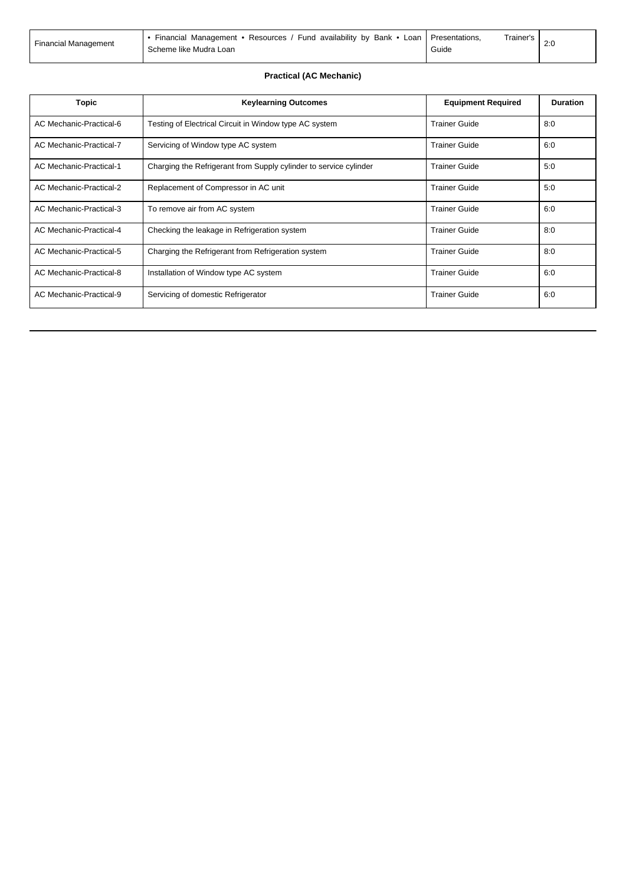| | | | |
|---|---|---|---|
| Financial Management | • Financial Management • Resources / Fund availability by Bank • Loan Scheme like Mudra Loan | Presentations, Trainer's Guide | 2:0 |

**Practical (AC Mechanic)**

| Topic | Keylearning Outcomes | Equipment Required | Duration |
|---|---|---|---|
| AC Mechanic-Practical-6 | Testing of Electrical Circuit in Window type AC system | Trainer Guide | 8:0 |
| AC Mechanic-Practical-7 | Servicing of Window type AC system | Trainer Guide | 6:0 |
| AC Mechanic-Practical-1 | Charging the Refrigerant from Supply cylinder to service cylinder | Trainer Guide | 5:0 |
| AC Mechanic-Practical-2 | Replacement of Compressor in AC unit | Trainer Guide | 5:0 |
| AC Mechanic-Practical-3 | To remove air from AC system | Trainer Guide | 6:0 |
| AC Mechanic-Practical-4 | Checking the leakage in Refrigeration system | Trainer Guide | 8:0 |
| AC Mechanic-Practical-5 | Charging the Refrigerant from Refrigeration system | Trainer Guide | 8:0 |
| AC Mechanic-Practical-8 | Installation of Window type AC system | Trainer Guide | 6:0 |
| AC Mechanic-Practical-9 | Servicing of domestic Refrigerator | Trainer Guide | 6:0 |